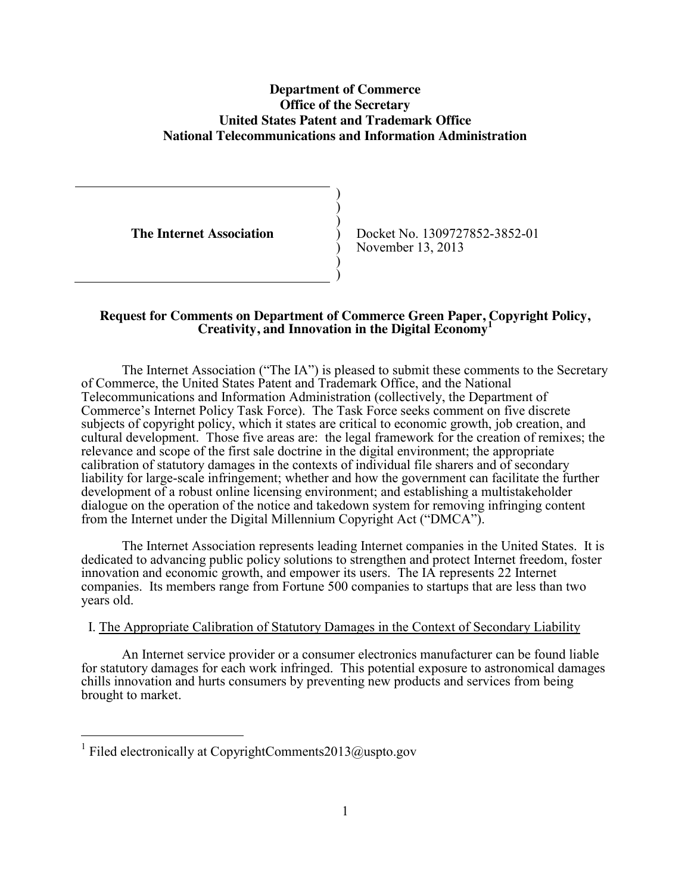**Department of Commerce**
**Office of the Secretary**
**United States Patent and Trademark Office**
**National Telecommunications and Information Administration**

| | |
|---|---|
| **The Internet Association** | Docket No. 1309727852-3852-01<br>November 13, 2013 |

**Request for Comments on Department of Commerce Green Paper, Copyright Policy, Creativity, and Innovation in the Digital Economy**[1]

The Internet Association ("The IA") is pleased to submit these comments to the Secretary of Commerce, the United States Patent and Trademark Office, and the National Telecommunications and Information Administration (collectively, the Department of Commerce's Internet Policy Task Force). The Task Force seeks comment on five discrete subjects of copyright policy, which it states are critical to economic growth, job creation, and cultural development. Those five areas are: the legal framework for the creation of remixes; the relevance and scope of the first sale doctrine in the digital environment; the appropriate calibration of statutory damages in the contexts of individual file sharers and of secondary liability for large-scale infringement; whether and how the government can facilitate the further development of a robust online licensing environment; and establishing a multistakeholder dialogue on the operation of the notice and takedown system for removing infringing content from the Internet under the Digital Millennium Copyright Act ("DMCA").

The Internet Association represents leading Internet companies in the United States. It is dedicated to advancing public policy solutions to strengthen and protect Internet freedom, foster innovation and economic growth, and empower its users. The IA represents 22 Internet companies. Its members range from Fortune 500 companies to startups that are less than two years old.

I. <u>The Appropriate Calibration of Statutory Damages in the Context of Secondary Liability</u>

An Internet service provider or a consumer electronics manufacturer can be found liable for statutory damages for each work infringed. This potential exposure to astronomical damages chills innovation and hurts consumers by preventing new products and services from being brought to market.

---

[1] Filed electronically at CopyrightComments2013@uspto.gov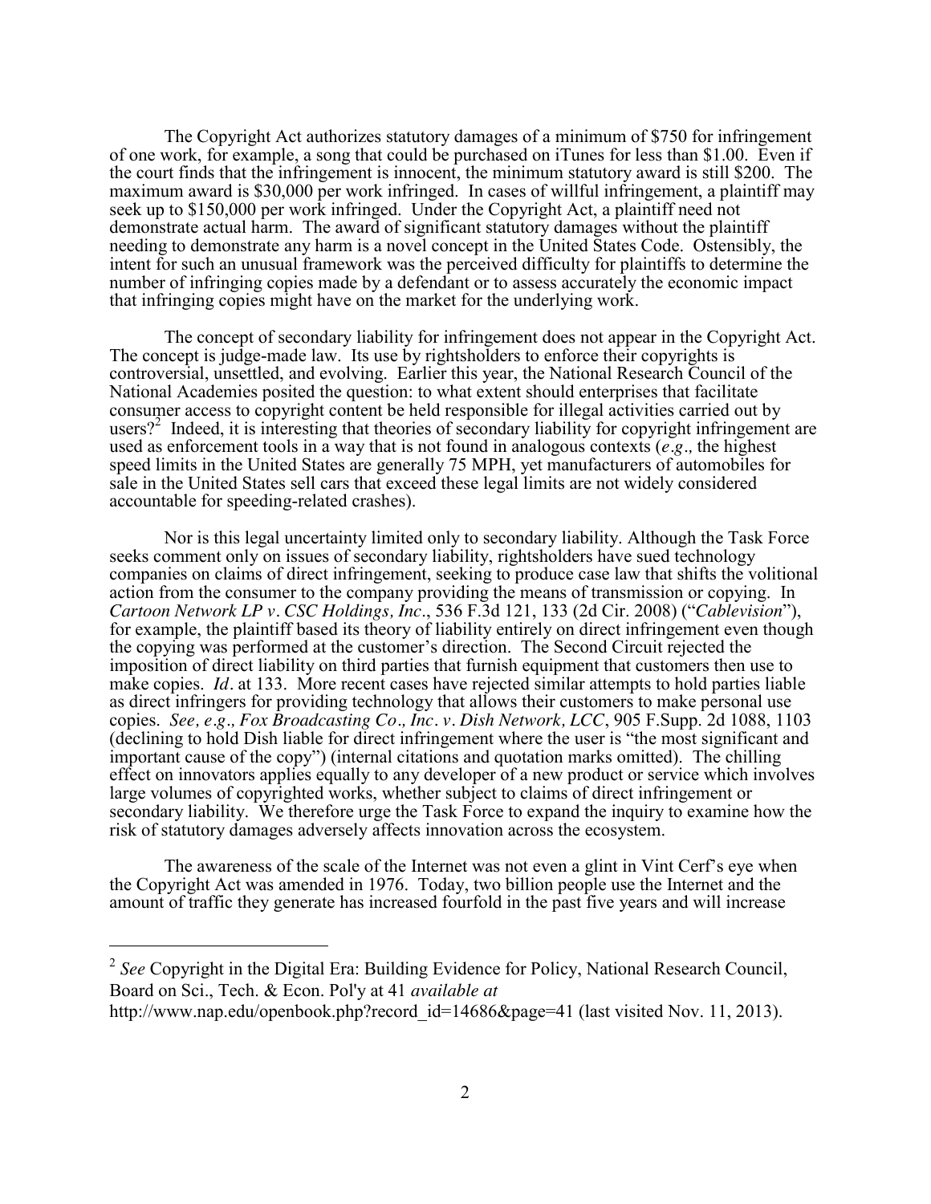The Copyright Act authorizes statutory damages of a minimum of $750 for infringement of one work, for example, a song that could be purchased on iTunes for less than $1.00. Even if the court finds that the infringement is innocent, the minimum statutory award is still $200. The maximum award is $30,000 per work infringed. In cases of willful infringement, a plaintiff may seek up to $150,000 per work infringed. Under the Copyright Act, a plaintiff need not demonstrate actual harm. The award of significant statutory damages without the plaintiff needing to demonstrate any harm is a novel concept in the United States Code. Ostensibly, the intent for such an unusual framework was the perceived difficulty for plaintiffs to determine the number of infringing copies made by a defendant or to assess accurately the economic impact that infringing copies might have on the market for the underlying work.

The concept of secondary liability for infringement does not appear in the Copyright Act. The concept is judge-made law. Its use by rightsholders to enforce their copyrights is controversial, unsettled, and evolving. Earlier this year, the National Research Council of the National Academies posited the question: to what extent should enterprises that facilitate consumer access to copyright content be held responsible for illegal activities carried out by users?[2] Indeed, it is interesting that theories of secondary liability for copyright infringement are used as enforcement tools in a way that is not found in analogous contexts (*e.g.,* the highest speed limits in the United States are generally 75 MPH, yet manufacturers of automobiles for sale in the United States sell cars that exceed these legal limits are not widely considered accountable for speeding-related crashes).

Nor is this legal uncertainty limited only to secondary liability. Although the Task Force seeks comment only on issues of secondary liability, rightsholders have sued technology companies on claims of direct infringement, seeking to produce case law that shifts the volitional action from the consumer to the company providing the means of transmission or copying. In *Cartoon Network LP v. CSC Holdings, Inc*., 536 F.3d 121, 133 (2d Cir. 2008) ("*Cablevision*"), for example, the plaintiff based its theory of liability entirely on direct infringement even though the copying was performed at the customer's direction. The Second Circuit rejected the imposition of direct liability on third parties that furnish equipment that customers then use to make copies. *Id*. at 133. More recent cases have rejected similar attempts to hold parties liable as direct infringers for providing technology that allows their customers to make personal use copies. *See, e.g., Fox Broadcasting Co., Inc. v. Dish Network, LCC*, 905 F.Supp. 2d 1088, 1103 (declining to hold Dish liable for direct infringement where the user is "the most significant and important cause of the copy") (internal citations and quotation marks omitted). The chilling effect on innovators applies equally to any developer of a new product or service which involves large volumes of copyrighted works, whether subject to claims of direct infringement or secondary liability. We therefore urge the Task Force to expand the inquiry to examine how the risk of statutory damages adversely affects innovation across the ecosystem.

The awareness of the scale of the Internet was not even a glint in Vint Cerf's eye when the Copyright Act was amended in 1976. Today, two billion people use the Internet and the amount of traffic they generate has increased fourfold in the past five years and will increase

---

[2] *See* Copyright in the Digital Era: Building Evidence for Policy, National Research Council, Board on Sci., Tech. & Econ. Pol'y at 41 *available at* http://www.nap.edu/openbook.php?record_id=14686&page=41 (last visited Nov. 11, 2013).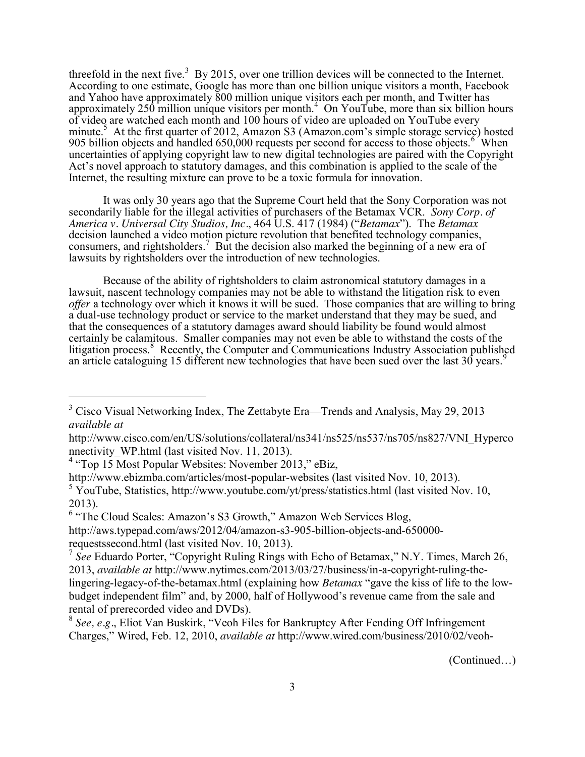threefold in the next five.[3] By 2015, over one trillion devices will be connected to the Internet. According to one estimate, Google has more than one billion unique visitors a month, Facebook and Yahoo have approximately 800 million unique visitors each per month, and Twitter has approximately 250 million unique visitors per month.[4] On YouTube, more than six billion hours of video are watched each month and 100 hours of video are uploaded on YouTube every minute.[5] At the first quarter of 2012, Amazon S3 (Amazon.com's simple storage service) hosted 905 billion objects and handled 650,000 requests per second for access to those objects.[6] When uncertainties of applying copyright law to new digital technologies are paired with the Copyright Act's novel approach to statutory damages, and this combination is applied to the scale of the Internet, the resulting mixture can prove to be a toxic formula for innovation.

It was only 30 years ago that the Supreme Court held that the Sony Corporation was not secondarily liable for the illegal activities of purchasers of the Betamax VCR. *Sony Corp. of America v. Universal City Studios, Inc*., 464 U.S. 417 (1984) ("*Betamax*"). The *Betamax* decision launched a video motion picture revolution that benefited technology companies, consumers, and rightsholders.[7] But the decision also marked the beginning of a new era of lawsuits by rightsholders over the introduction of new technologies.

Because of the ability of rightsholders to claim astronomical statutory damages in a lawsuit, nascent technology companies may not be able to withstand the litigation risk to even *offer* a technology over which it knows it will be sued. Those companies that are willing to bring a dual-use technology product or service to the market understand that they may be sued, and that the consequences of a statutory damages award should liability be found would almost certainly be calamitous. Smaller companies may not even be able to withstand the costs of the litigation process.[8] Recently, the Computer and Communications Industry Association published an article cataloguing 15 different new technologies that have been sued over the last 30 years.[9]

---

[3] Cisco Visual Networking Index, The Zettabyte Era—Trends and Analysis, May 29, 2013 *available at* http://www.cisco.com/en/US/solutions/collateral/ns341/ns525/ns537/ns705/ns827/VNI_Hyperconnectivity_WP.html (last visited Nov. 11, 2013).

[4] "Top 15 Most Popular Websites: November 2013," eBiz, http://www.ebizmba.com/articles/most-popular-websites (last visited Nov. 10, 2013).

[5] YouTube, Statistics, http://www.youtube.com/yt/press/statistics.html (last visited Nov. 10, 2013).

[6] "The Cloud Scales: Amazon's S3 Growth," Amazon Web Services Blog, http://aws.typepad.com/aws/2012/04/amazon-s3-905-billion-objects-and-650000-requestssecond.html (last visited Nov. 10, 2013).

[7] *See* Eduardo Porter, "Copyright Ruling Rings with Echo of Betamax," N.Y. Times, March 26, 2013, *available at* http://www.nytimes.com/2013/03/27/business/in-a-copyright-ruling-the-lingering-legacy-of-the-betamax.html (explaining how *Betamax* "gave the kiss of life to the low-budget independent film" and, by 2000, half of Hollywood's revenue came from the sale and rental of prerecorded video and DVDs).

[8] *See, e.g*., Eliot Van Buskirk, "Veoh Files for Bankruptcy After Fending Off Infringement Charges," Wired, Feb. 12, 2010, *available at* http://www.wired.com/business/2010/02/veoh-

(Continued…)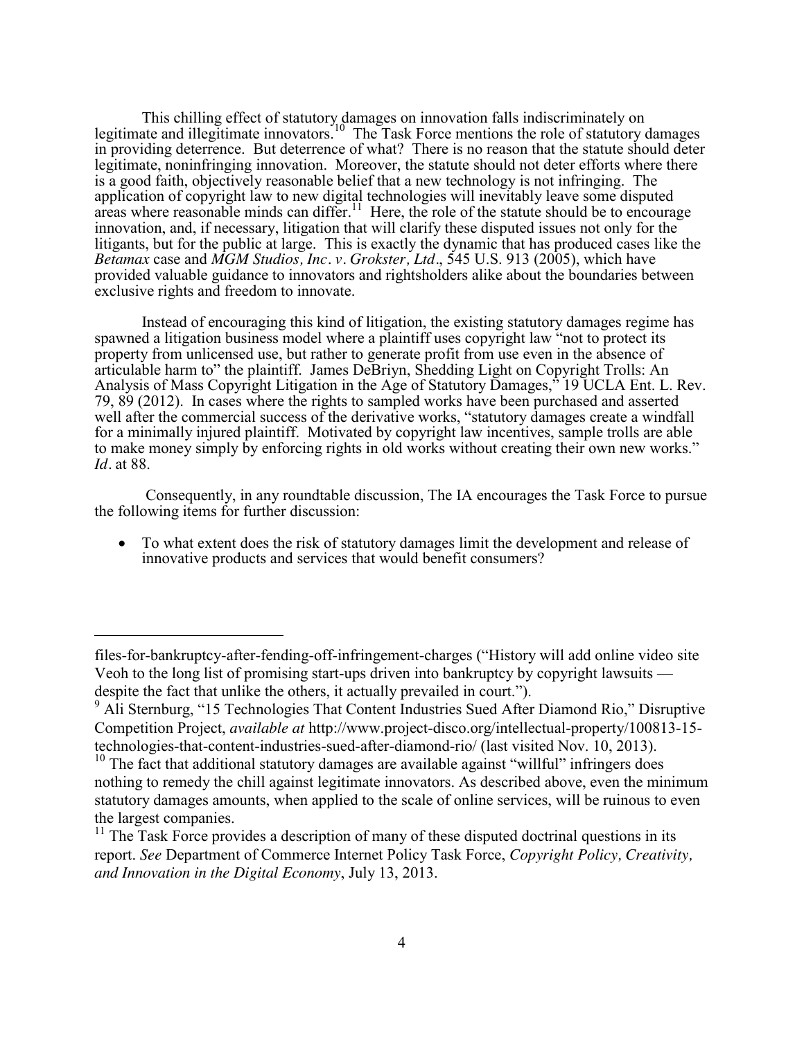This chilling effect of statutory damages on innovation falls indiscriminately on legitimate and illegitimate innovators.[10] The Task Force mentions the role of statutory damages in providing deterrence. But deterrence of what? There is no reason that the statute should deter legitimate, noninfringing innovation. Moreover, the statute should not deter efforts where there is a good faith, objectively reasonable belief that a new technology is not infringing. The application of copyright law to new digital technologies will inevitably leave some disputed areas where reasonable minds can differ.[11] Here, the role of the statute should be to encourage innovation, and, if necessary, litigation that will clarify these disputed issues not only for the litigants, but for the public at large. This is exactly the dynamic that has produced cases like the *Betamax* case and *MGM Studios, Inc. v. Grokster, Ltd*., 545 U.S. 913 (2005), which have provided valuable guidance to innovators and rightsholders alike about the boundaries between exclusive rights and freedom to innovate.

Instead of encouraging this kind of litigation, the existing statutory damages regime has spawned a litigation business model where a plaintiff uses copyright law "not to protect its property from unlicensed use, but rather to generate profit from use even in the absence of articulable harm to" the plaintiff. James DeBriyn, Shedding Light on Copyright Trolls: An Analysis of Mass Copyright Litigation in the Age of Statutory Damages," 19 UCLA Ent. L. Rev. 79, 89 (2012). In cases where the rights to sampled works have been purchased and asserted well after the commercial success of the derivative works, "statutory damages create a windfall for a minimally injured plaintiff. Motivated by copyright law incentives, sample trolls are able to make money simply by enforcing rights in old works without creating their own new works." *Id*. at 88.

Consequently, in any roundtable discussion, The IA encourages the Task Force to pursue the following items for further discussion:

- To what extent does the risk of statutory damages limit the development and release of innovative products and services that would benefit consumers?

---

files-for-bankruptcy-after-fending-off-infringement-charges ("History will add online video site Veoh to the long list of promising start-ups driven into bankruptcy by copyright lawsuits — despite the fact that unlike the others, it actually prevailed in court.").

[9] Ali Sternburg, "15 Technologies That Content Industries Sued After Diamond Rio," Disruptive Competition Project, *available at* http://www.project-disco.org/intellectual-property/100813-15-technologies-that-content-industries-sued-after-diamond-rio/ (last visited Nov. 10, 2013).

[10] The fact that additional statutory damages are available against "willful" infringers does nothing to remedy the chill against legitimate innovators. As described above, even the minimum statutory damages amounts, when applied to the scale of online services, will be ruinous to even the largest companies.

[11] The Task Force provides a description of many of these disputed doctrinal questions in its report. *See* Department of Commerce Internet Policy Task Force, *Copyright Policy, Creativity, and Innovation in the Digital Economy*, July 13, 2013.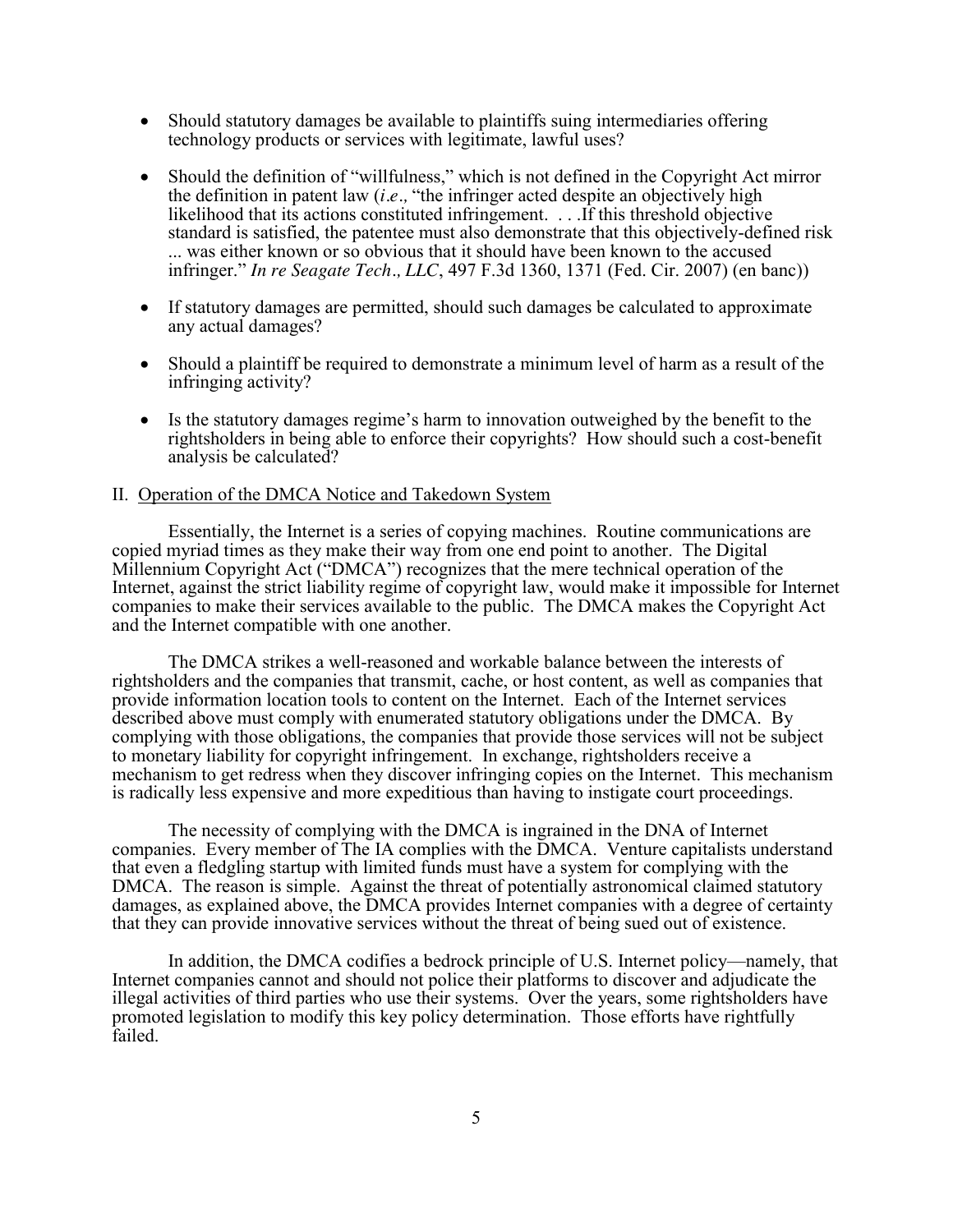- Should statutory damages be available to plaintiffs suing intermediaries offering technology products or services with legitimate, lawful uses?

- Should the definition of "willfulness," which is not defined in the Copyright Act mirror the definition in patent law (*i.e*., "the infringer acted despite an objectively high likelihood that its actions constituted infringement. . . .If this threshold objective standard is satisfied, the patentee must also demonstrate that this objectively-defined risk ... was either known or so obvious that it should have been known to the accused infringer." *In re Seagate Tech., LLC*, 497 F.3d 1360, 1371 (Fed. Cir. 2007) (en banc))

- If statutory damages are permitted, should such damages be calculated to approximate any actual damages?

- Should a plaintiff be required to demonstrate a minimum level of harm as a result of the infringing activity?

- Is the statutory damages regime's harm to innovation outweighed by the benefit to the rightsholders in being able to enforce their copyrights? How should such a cost-benefit analysis be calculated?

## II. Operation of the DMCA Notice and Takedown System

Essentially, the Internet is a series of copying machines. Routine communications are copied myriad times as they make their way from one end point to another. The Digital Millennium Copyright Act ("DMCA") recognizes that the mere technical operation of the Internet, against the strict liability regime of copyright law, would make it impossible for Internet companies to make their services available to the public. The DMCA makes the Copyright Act and the Internet compatible with one another.

The DMCA strikes a well-reasoned and workable balance between the interests of rightsholders and the companies that transmit, cache, or host content, as well as companies that provide information location tools to content on the Internet. Each of the Internet services described above must comply with enumerated statutory obligations under the DMCA. By complying with those obligations, the companies that provide those services will not be subject to monetary liability for copyright infringement. In exchange, rightsholders receive a mechanism to get redress when they discover infringing copies on the Internet. This mechanism is radically less expensive and more expeditious than having to instigate court proceedings.

The necessity of complying with the DMCA is ingrained in the DNA of Internet companies. Every member of The IA complies with the DMCA. Venture capitalists understand that even a fledgling startup with limited funds must have a system for complying with the DMCA. The reason is simple. Against the threat of potentially astronomical claimed statutory damages, as explained above, the DMCA provides Internet companies with a degree of certainty that they can provide innovative services without the threat of being sued out of existence.

In addition, the DMCA codifies a bedrock principle of U.S. Internet policy—namely, that Internet companies cannot and should not police their platforms to discover and adjudicate the illegal activities of third parties who use their systems. Over the years, some rightsholders have promoted legislation to modify this key policy determination. Those efforts have rightfully failed.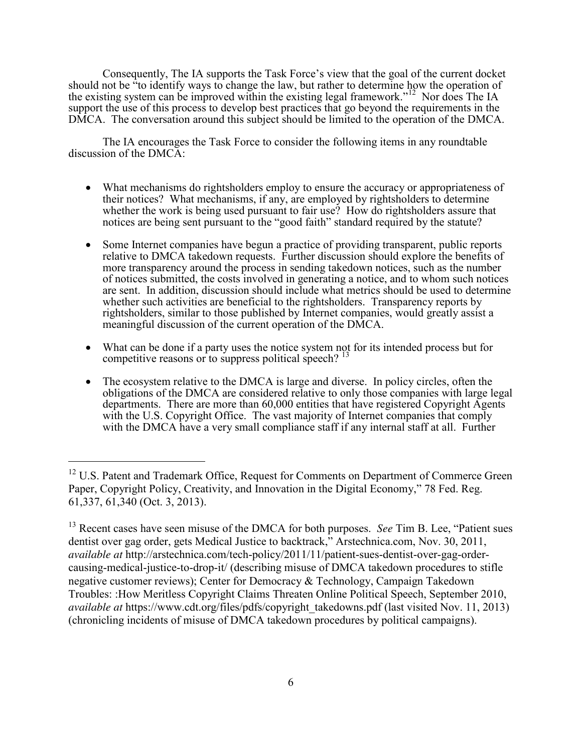Consequently, The IA supports the Task Force's view that the goal of the current docket should not be "to identify ways to change the law, but rather to determine how the operation of the existing system can be improved within the existing legal framework."[12] Nor does The IA support the use of this process to develop best practices that go beyond the requirements in the DMCA. The conversation around this subject should be limited to the operation of the DMCA.

The IA encourages the Task Force to consider the following items in any roundtable discussion of the DMCA:

- What mechanisms do rightsholders employ to ensure the accuracy or appropriateness of their notices? What mechanisms, if any, are employed by rightsholders to determine whether the work is being used pursuant to fair use? How do rightsholders assure that notices are being sent pursuant to the "good faith" standard required by the statute?

- Some Internet companies have begun a practice of providing transparent, public reports relative to DMCA takedown requests. Further discussion should explore the benefits of more transparency around the process in sending takedown notices, such as the number of notices submitted, the costs involved in generating a notice, and to whom such notices are sent. In addition, discussion should include what metrics should be used to determine whether such activities are beneficial to the rightsholders. Transparency reports by rightsholders, similar to those published by Internet companies, would greatly assist a meaningful discussion of the current operation of the DMCA.

- What can be done if a party uses the notice system not for its intended process but for competitive reasons or to suppress political speech? [13]

- The ecosystem relative to the DMCA is large and diverse. In policy circles, often the obligations of the DMCA are considered relative to only those companies with large legal departments. There are more than 60,000 entities that have registered Copyright Agents with the U.S. Copyright Office. The vast majority of Internet companies that comply with the DMCA have a very small compliance staff if any internal staff at all. Further

---

[12] U.S. Patent and Trademark Office, Request for Comments on Department of Commerce Green Paper, Copyright Policy, Creativity, and Innovation in the Digital Economy," 78 Fed. Reg. 61,337, 61,340 (Oct. 3, 2013).

[13] Recent cases have seen misuse of the DMCA for both purposes. *See* Tim B. Lee, "Patient sues dentist over gag order, gets Medical Justice to backtrack," Arstechnica.com, Nov. 30, 2011, *available at* http://arstechnica.com/tech-policy/2011/11/patient-sues-dentist-over-gag-order-causing-medical-justice-to-drop-it/ (describing misuse of DMCA takedown procedures to stifle negative customer reviews); Center for Democracy & Technology, Campaign Takedown Troubles: :How Meritless Copyright Claims Threaten Online Political Speech, September 2010, *available at* https://www.cdt.org/files/pdfs/copyright_takedowns.pdf (last visited Nov. 11, 2013) (chronicling incidents of misuse of DMCA takedown procedures by political campaigns).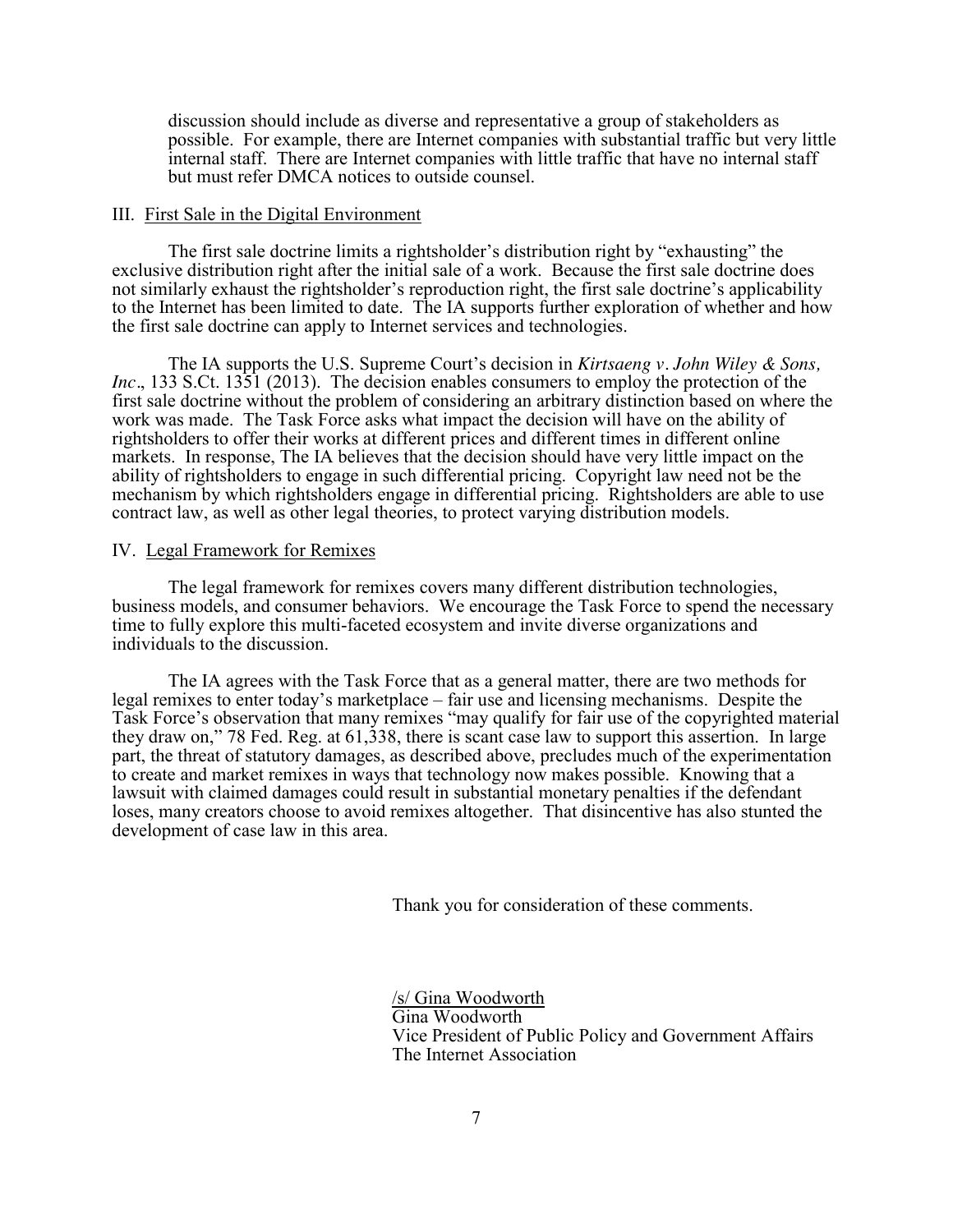discussion should include as diverse and representative a group of stakeholders as possible. For example, there are Internet companies with substantial traffic but very little internal staff. There are Internet companies with little traffic that have no internal staff but must refer DMCA notices to outside counsel.

## III. First Sale in the Digital Environment

The first sale doctrine limits a rightsholder's distribution right by "exhausting" the exclusive distribution right after the initial sale of a work. Because the first sale doctrine does not similarly exhaust the rightsholder's reproduction right, the first sale doctrine's applicability to the Internet has been limited to date. The IA supports further exploration of whether and how the first sale doctrine can apply to Internet services and technologies.

The IA supports the U.S. Supreme Court's decision in *Kirtsaeng v. John Wiley & Sons, Inc*., 133 S.Ct. 1351 (2013). The decision enables consumers to employ the protection of the first sale doctrine without the problem of considering an arbitrary distinction based on where the work was made. The Task Force asks what impact the decision will have on the ability of rightsholders to offer their works at different prices and different times in different online markets. In response, The IA believes that the decision should have very little impact on the ability of rightsholders to engage in such differential pricing. Copyright law need not be the mechanism by which rightsholders engage in differential pricing. Rightsholders are able to use contract law, as well as other legal theories, to protect varying distribution models.

## IV. Legal Framework for Remixes

The legal framework for remixes covers many different distribution technologies, business models, and consumer behaviors. We encourage the Task Force to spend the necessary time to fully explore this multi-faceted ecosystem and invite diverse organizations and individuals to the discussion.

The IA agrees with the Task Force that as a general matter, there are two methods for legal remixes to enter today's marketplace – fair use and licensing mechanisms. Despite the Task Force's observation that many remixes "may qualify for fair use of the copyrighted material they draw on," 78 Fed. Reg. at 61,338, there is scant case law to support this assertion. In large part, the threat of statutory damages, as described above, precludes much of the experimentation to create and market remixes in ways that technology now makes possible. Knowing that a lawsuit with claimed damages could result in substantial monetary penalties if the defendant loses, many creators choose to avoid remixes altogether. That disincentive has also stunted the development of case law in this area.

Thank you for consideration of these comments.

/s/ Gina Woodworth
Gina Woodworth
Vice President of Public Policy and Government Affairs
The Internet Association